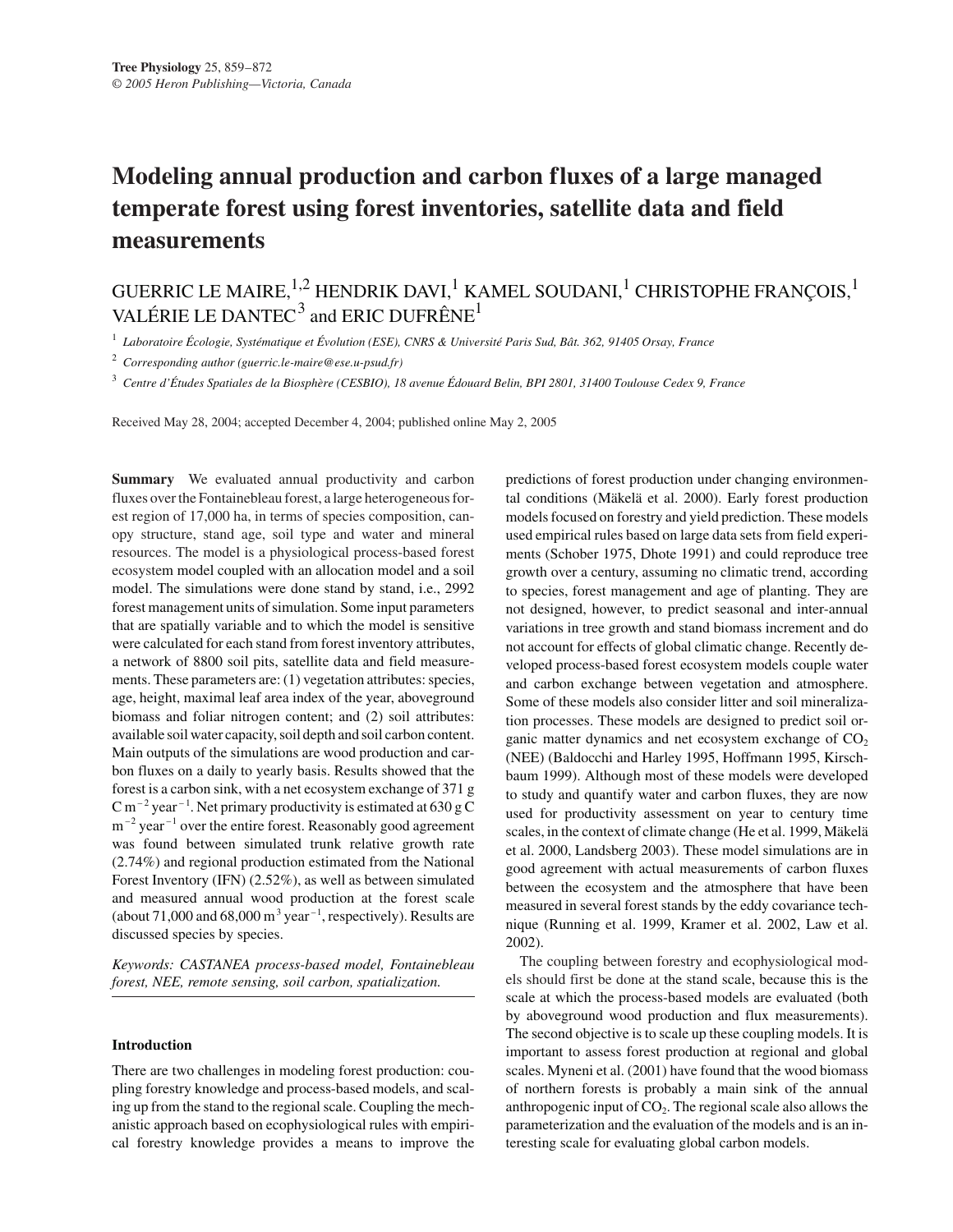# Modeling annual production and carbon fluxes of a large managed temperate forest using forest inventories, satellite data and field measurements

GUERRIC LE MAIRE,[1,2] HENDRIK DAVI,[1] KAMEL SOUDANI,[1] CHRISTOPHE FRANÇOIS,[1] VALÉRIE LE DANTEC[3] and ERIC DUFRÊNE[1]

[1] *Laboratoire Écologie, Systématique et Évolution (ESE), CNRS & Université Paris Sud, Bât. 362, 91405 Orsay, France*

[2] *Corresponding author (guerric.le-maire@ese.u-psud.fr)*

[3] *Centre d'Études Spatiales de la Biosphère (CESBIO), 18 avenue Édouard Belin, BPI 2801, 31400 Toulouse Cedex 9, France*

Received May 28, 2004; accepted December 4, 2004; published online May 2, 2005

**Summary** We evaluated annual productivity and carbon fluxes over the Fontainebleau forest, a large heterogeneous forest region of 17,000 ha, in terms of species composition, canopy structure, stand age, soil type and water and mineral resources. The model is a physiological process-based forest ecosystem model coupled with an allocation model and a soil model. The simulations were done stand by stand, i.e., 2992 forest management units of simulation. Some input parameters that are spatially variable and to which the model is sensitive were calculated for each stand from forest inventory attributes, a network of 8800 soil pits, satellite data and field measurements. These parameters are: (1) vegetation attributes: species, age, height, maximal leaf area index of the year, aboveground biomass and foliar nitrogen content; and (2) soil attributes: available soil water capacity, soil depth and soil carbon content. Main outputs of the simulations are wood production and carbon fluxes on a daily to yearly basis. Results showed that the forest is a carbon sink, with a net ecosystem exchange of 371 g C $m^{-2}$ $year^{-1}$. Net primary productivity is estimated at 630 g C $m^{-2}$ $year^{-1}$ over the entire forest. Reasonably good agreement was found between simulated trunk relative growth rate (2.74%) and regional production estimated from the National Forest Inventory (IFN) (2.52%), as well as between simulated and measured annual wood production at the forest scale (about 71,000 and 68,000 $m^3$ $year^{-1}$, respectively). Results are discussed species by species.

*Keywords: CASTANEA process-based model, Fontainebleau forest, NEE, remote sensing, soil carbon, spatialization.*

## Introduction

There are two challenges in modeling forest production: coupling forestry knowledge and process-based models, and scaling up from the stand to the regional scale. Coupling the mechanistic approach based on ecophysiological rules with empirical forestry knowledge provides a means to improve the predictions of forest production under changing environmental conditions (Mäkelä et al. 2000). Early forest production models focused on forestry and yield prediction. These models used empirical rules based on large data sets from field experiments (Schober 1975, Dhote 1991) and could reproduce tree growth over a century, assuming no climatic trend, according to species, forest management and age of planting. They are not designed, however, to predict seasonal and inter-annual variations in tree growth and stand biomass increment and do not account for effects of global climatic change. Recently developed process-based forest ecosystem models couple water and carbon exchange between vegetation and atmosphere. Some of these models also consider litter and soil mineralization processes. These models are designed to predict soil organic matter dynamics and net ecosystem exchange of $CO_2$ (NEE) (Baldocchi and Harley 1995, Hoffmann 1995, Kirschbaum 1999). Although most of these models were developed to study and quantify water and carbon fluxes, they are now used for productivity assessment on year to century time scales, in the context of climate change (He et al. 1999, Mäkelä et al. 2000, Landsberg 2003). These model simulations are in good agreement with actual measurements of carbon fluxes between the ecosystem and the atmosphere that have been measured in several forest stands by the eddy covariance technique (Running et al. 1999, Kramer et al. 2002, Law et al. 2002).

The coupling between forestry and ecophysiological models should first be done at the stand scale, because this is the scale at which the process-based models are evaluated (both by aboveground wood production and flux measurements). The second objective is to scale up these coupling models. It is important to assess forest production at regional and global scales. Myneni et al. (2001) have found that the wood biomass of northern forests is probably a main sink of the annual anthropogenic input of $CO_2$. The regional scale also allows the parameterization and the evaluation of the models and is an interesting scale for evaluating global carbon models.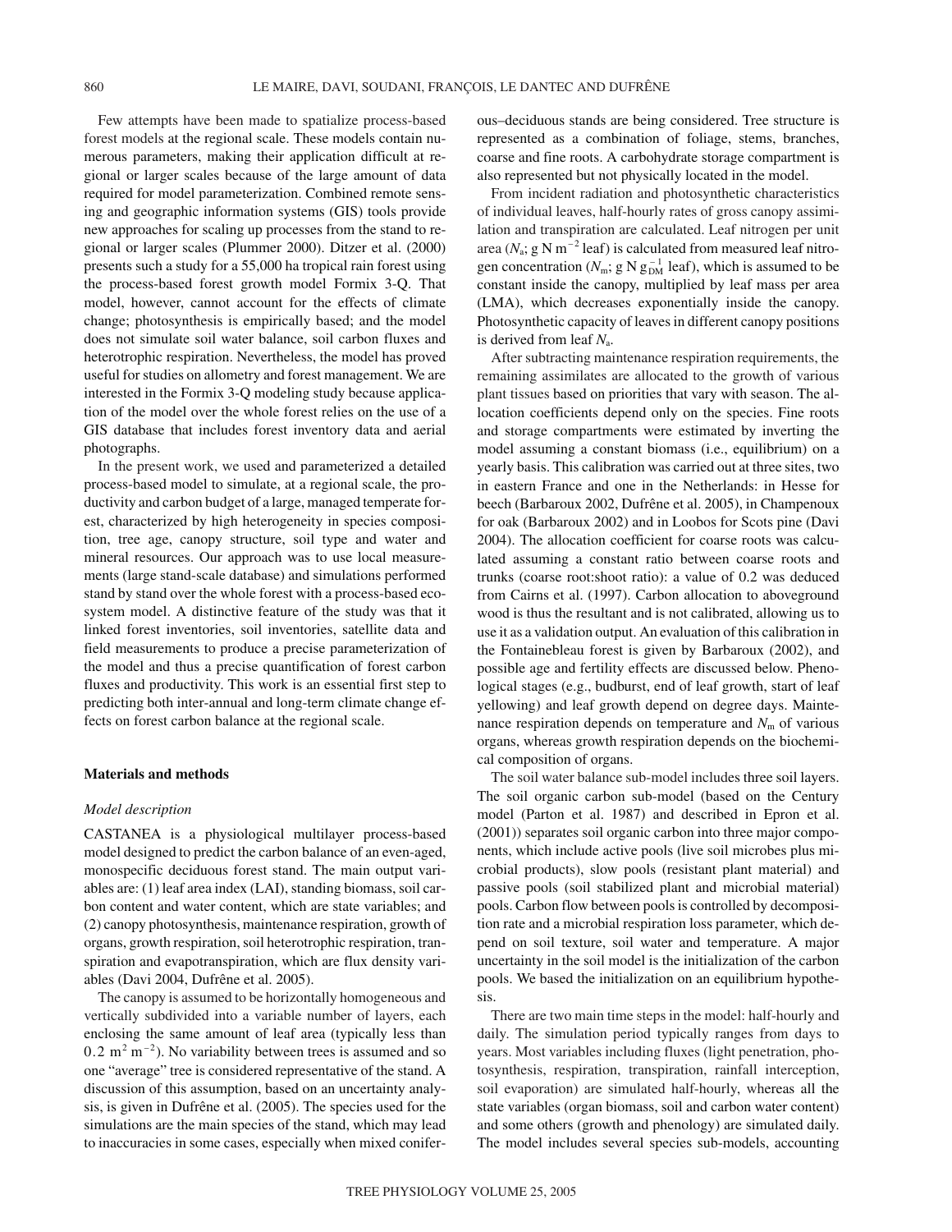Few attempts have been made to spatialize process-based forest models at the regional scale. These models contain numerous parameters, making their application difficult at regional or larger scales because of the large amount of data required for model parameterization. Combined remote sensing and geographic information systems (GIS) tools provide new approaches for scaling up processes from the stand to regional or larger scales (Plummer 2000). Ditzer et al. (2000) presents such a study for a 55,000 ha tropical rain forest using the process-based forest growth model Formix 3-Q. That model, however, cannot account for the effects of climate change; photosynthesis is empirically based; and the model does not simulate soil water balance, soil carbon fluxes and heterotrophic respiration. Nevertheless, the model has proved useful for studies on allometry and forest management. We are interested in the Formix 3-Q modeling study because application of the model over the whole forest relies on the use of a GIS database that includes forest inventory data and aerial photographs.

In the present work, we used and parameterized a detailed process-based model to simulate, at a regional scale, the productivity and carbon budget of a large, managed temperate forest, characterized by high heterogeneity in species composition, tree age, canopy structure, soil type and water and mineral resources. Our approach was to use local measurements (large stand-scale database) and simulations performed stand by stand over the whole forest with a process-based ecosystem model. A distinctive feature of the study was that it linked forest inventories, soil inventories, satellite data and field measurements to produce a precise parameterization of the model and thus a precise quantification of forest carbon fluxes and productivity. This work is an essential first step to predicting both inter-annual and long-term climate change effects on forest carbon balance at the regional scale.

## Materials and methods

### *Model description*

CASTANEA is a physiological multilayer process-based model designed to predict the carbon balance of an even-aged, monospecific deciduous forest stand. The main output variables are: (1) leaf area index (LAI), standing biomass, soil carbon content and water content, which are state variables; and (2) canopy photosynthesis, maintenance respiration, growth of organs, growth respiration, soil heterotrophic respiration, transpiration and evapotranspiration, which are flux density variables (Davi 2004, Dufrêne et al. 2005).

The canopy is assumed to be horizontally homogeneous and vertically subdivided into a variable number of layers, each enclosing the same amount of leaf area (typically less than $0.2\ m^2\ m^{-2}$). No variability between trees is assumed and so one "average" tree is considered representative of the stand. A discussion of this assumption, based on an uncertainty analysis, is given in Dufrêne et al. (2005). The species used for the simulations are the main species of the stand, which may lead to inaccuracies in some cases, especially when mixed coniferous–deciduous stands are being considered. Tree structure is represented as a combination of foliage, stems, branches, coarse and fine roots. A carbohydrate storage compartment is also represented but not physically located in the model.

From incident radiation and photosynthetic characteristics of individual leaves, half-hourly rates of gross canopy assimilation and transpiration are calculated. Leaf nitrogen per unit area ($N_a$; $g\ N\ m^{-2}$ leaf) is calculated from measured leaf nitrogen concentration ($N_m$; $g\ N\ g_{DM}^{-1}$ leaf), which is assumed to be constant inside the canopy, multiplied by leaf mass per area (LMA), which decreases exponentially inside the canopy. Photosynthetic capacity of leaves in different canopy positions is derived from leaf $N_a$.

After subtracting maintenance respiration requirements, the remaining assimilates are allocated to the growth of various plant tissues based on priorities that vary with season. The allocation coefficients depend only on the species. Fine roots and storage compartments were estimated by inverting the model assuming a constant biomass (i.e., equilibrium) on a yearly basis. This calibration was carried out at three sites, two in eastern France and one in the Netherlands: in Hesse for beech (Barbaroux 2002, Dufrêne et al. 2005), in Champenoux for oak (Barbaroux 2002) and in Loobos for Scots pine (Davi 2004). The allocation coefficient for coarse roots was calculated assuming a constant ratio between coarse roots and trunks (coarse root:shoot ratio): a value of 0.2 was deduced from Cairns et al. (1997). Carbon allocation to aboveground wood is thus the resultant and is not calibrated, allowing us to use it as a validation output. An evaluation of this calibration in the Fontainebleau forest is given by Barbaroux (2002), and possible age and fertility effects are discussed below. Phenological stages (e.g., budburst, end of leaf growth, start of leaf yellowing) and leaf growth depend on degree days. Maintenance respiration depends on temperature and $N_m$ of various organs, whereas growth respiration depends on the biochemical composition of organs.

The soil water balance sub-model includes three soil layers. The soil organic carbon sub-model (based on the Century model (Parton et al. 1987) and described in Epron et al. (2001)) separates soil organic carbon into three major components, which include active pools (live soil microbes plus microbial products), slow pools (resistant plant material) and passive pools (soil stabilized plant and microbial material) pools. Carbon flow between pools is controlled by decomposition rate and a microbial respiration loss parameter, which depend on soil texture, soil water and temperature. A major uncertainty in the soil model is the initialization of the carbon pools. We based the initialization on an equilibrium hypothesis.

There are two main time steps in the model: half-hourly and daily. The simulation period typically ranges from days to years. Most variables including fluxes (light penetration, photosynthesis, respiration, transpiration, rainfall interception, soil evaporation) are simulated half-hourly, whereas all the state variables (organ biomass, soil and carbon water content) and some others (growth and phenology) are simulated daily. The model includes several species sub-models, accounting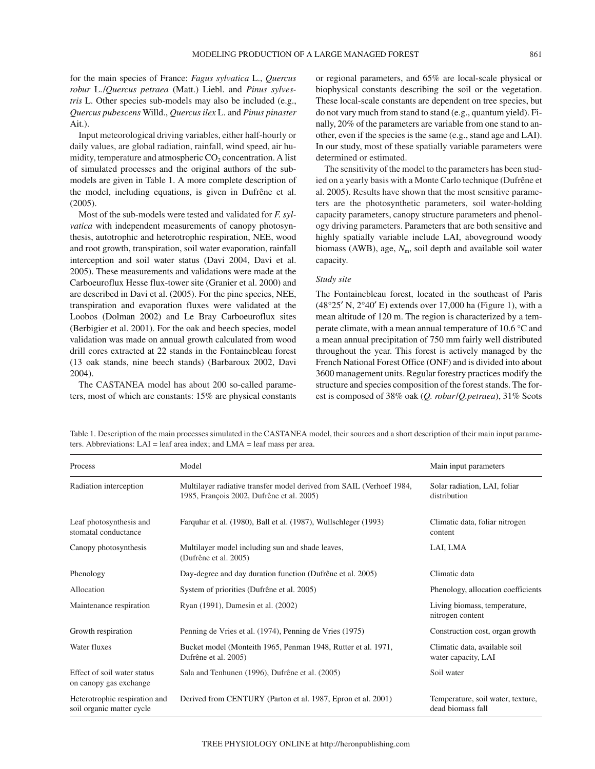for the main species of France: *Fagus sylvatica* L., *Quercus robur* L./*Quercus petraea* (Matt.) Liebl. and *Pinus sylvestris* L. Other species sub-models may also be included (e.g., *Quercus pubescens* Willd., *Quercus ilex* L. and *Pinus pinaster* Ait.).

Input meteorological driving variables, either half-hourly or daily values, are global radiation, rainfall, wind speed, air humidity, temperature and atmospheric $CO_2$ concentration. A list of simulated processes and the original authors of the sub-models are given in Table 1. A more complete description of the model, including equations, is given in Dufrêne et al. (2005).

Most of the sub-models were tested and validated for *F. sylvatica* with independent measurements of canopy photosynthesis, autotrophic and heterotrophic respiration, NEE, wood and root growth, transpiration, soil water evaporation, rainfall interception and soil water status (Davi 2004, Davi et al. 2005). These measurements and validations were made at the Carboeuroflux Hesse flux-tower site (Granier et al. 2000) and are described in Davi et al. (2005). For the pine species, NEE, transpiration and evaporation fluxes were validated at the Loobos (Dolman 2002) and Le Bray Carboeuroflux sites (Berbigier et al. 2001). For the oak and beech species, model validation was made on annual growth calculated from wood drill cores extracted at 22 stands in the Fontainebleau forest (13 oak stands, nine beech stands) (Barbaroux 2002, Davi 2004).

The CASTANEA model has about 200 so-called parameters, most of which are constants: 15% are physical constants or regional parameters, and 65% are local-scale physical or biophysical constants describing the soil or the vegetation. These local-scale constants are dependent on tree species, but do not vary much from stand to stand (e.g., quantum yield). Finally, 20% of the parameters are variable from one stand to another, even if the species is the same (e.g., stand age and LAI). In our study, most of these spatially variable parameters were determined or estimated.

The sensitivity of the model to the parameters has been studied on a yearly basis with a Monte Carlo technique (Dufrêne et al. 2005). Results have shown that the most sensitive parameters are the photosynthetic parameters, soil water-holding capacity parameters, canopy structure parameters and phenology driving parameters. Parameters that are both sensitive and highly spatially variable include LAI, aboveground woody biomass (AWB), age, $N_m$, soil depth and available soil water capacity.

### Study site

The Fontainebleau forest, located in the southeast of Paris (48°25′ N, 2°40′ E) extends over 17,000 ha (Figure 1), with a mean altitude of 120 m. The region is characterized by a temperate climate, with a mean annual temperature of 10.6 °C and a mean annual precipitation of 750 mm fairly well distributed throughout the year. This forest is actively managed by the French National Forest Office (ONF) and is divided into about 3600 management units. Regular forestry practices modify the structure and species composition of the forest stands. The forest is composed of 38% oak (*Q. robur*/*Q.petraea*), 31% Scots

Table 1. Description of the main processes simulated in the CASTANEA model, their sources and a short description of their main input parameters. Abbreviations: LAI = leaf area index; and LMA = leaf mass per area.

| Process | Model | Main input parameters |
|---|---|---|
| Radiation interception | Multilayer radiative transfer model derived from SAIL (Verhoef 1984, 1985, François 2002, Dufrêne et al. 2005) | Solar radiation, LAI, foliar distribution |
| Leaf photosynthesis and stomatal conductance | Farquhar et al. (1980), Ball et al. (1987), Wullschleger (1993) | Climatic data, foliar nitrogen content |
| Canopy photosynthesis | Multilayer model including sun and shade leaves, (Dufrêne et al. 2005) | LAI, LMA |
| Phenology | Day-degree and day duration function (Dufrêne et al. 2005) | Climatic data |
| Allocation | System of priorities (Dufrêne et al. 2005) | Phenology, allocation coefficients |
| Maintenance respiration | Ryan (1991), Damesin et al. (2002) | Living biomass, temperature, nitrogen content |
| Growth respiration | Penning de Vries et al. (1974), Penning de Vries (1975) | Construction cost, organ growth |
| Water fluxes | Bucket model (Monteith 1965, Penman 1948, Rutter et al. 1971, Dufrêne et al. 2005) | Climatic data, available soil water capacity, LAI |
| Effect of soil water status on canopy gas exchange | Sala and Tenhunen (1996), Dufrêne et al. (2005) | Soil water |
| Heterotrophic respiration and soil organic matter cycle | Derived from CENTURY (Parton et al. 1987, Epron et al. 2001) | Temperature, soil water, texture, dead biomass fall |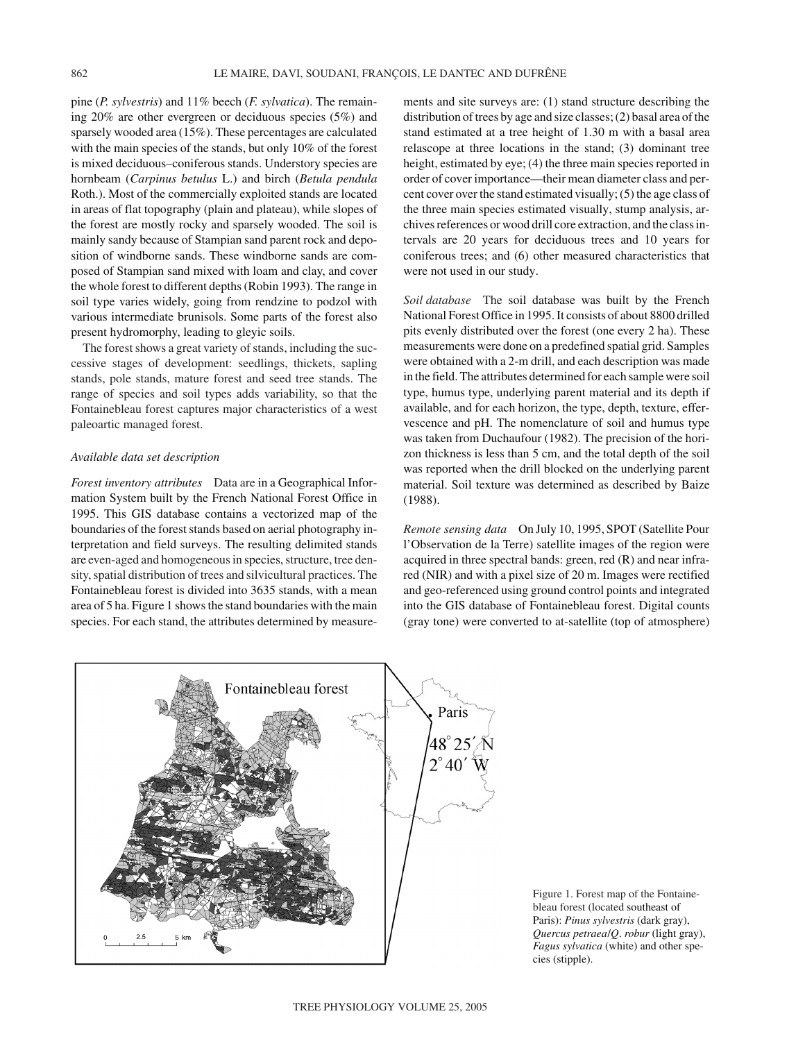pine (*P. sylvestris*) and 11% beech (*F. sylvatica*). The remaining 20% are other evergreen or deciduous species (5%) and sparsely wooded area (15%). These percentages are calculated with the main species of the stands, but only 10% of the forest is mixed deciduous–coniferous stands. Understory species are hornbeam (*Carpinus betulus* L.) and birch (*Betula pendula* Roth.). Most of the commercially exploited stands are located in areas of flat topography (plain and plateau), while slopes of the forest are mostly rocky and sparsely wooded. The soil is mainly sandy because of Stampian sand parent rock and deposition of windborne sands. These windborne sands are composed of Stampian sand mixed with loam and clay, and cover the whole forest to different depths (Robin 1993). The range in soil type varies widely, going from rendzine to podzol with various intermediate brunisols. Some parts of the forest also present hydromorphy, leading to gleyic soils.

The forest shows a great variety of stands, including the successive stages of development: seedlings, thickets, sapling stands, pole stands, mature forest and seed tree stands. The range of species and soil types adds variability, so that the Fontainebleau forest captures major characteristics of a west paleoartic managed forest.

### *Available data set description*

*Forest inventory attributes* Data are in a Geographical Information System built by the French National Forest Office in 1995. This GIS database contains a vectorized map of the boundaries of the forest stands based on aerial photography interpretation and field surveys. The resulting delimited stands are even-aged and homogeneous in species, structure, tree density, spatial distribution of trees and silvicultural practices. The Fontainebleau forest is divided into 3635 stands, with a mean area of 5 ha. Figure 1 shows the stand boundaries with the main species. For each stand, the attributes determined by measurements and site surveys are: (1) stand structure describing the distribution of trees by age and size classes; (2) basal area of the stand estimated at a tree height of 1.30 m with a basal area relascope at three locations in the stand; (3) dominant tree height, estimated by eye; (4) the three main species reported in order of cover importance—their mean diameter class and percent cover over the stand estimated visually; (5) the age class of the three main species estimated visually, stump analysis, archives references or wood drill core extraction, and the class intervals are 20 years for deciduous trees and 10 years for coniferous trees; and (6) other measured characteristics that were not used in our study.

*Soil database* The soil database was built by the French National Forest Office in 1995. It consists of about 8800 drilled pits evenly distributed over the forest (one every 2 ha). These measurements were done on a predefined spatial grid. Samples were obtained with a 2-m drill, and each description was made in the field. The attributes determined for each sample were soil type, humus type, underlying parent material and its depth if available, and for each horizon, the type, depth, texture, effervescence and pH. The nomenclature of soil and humus type was taken from Duchaufour (1982). The precision of the horizon thickness is less than 5 cm, and the total depth of the soil was reported when the drill blocked on the underlying parent material. Soil texture was determined as described by Baize (1988).

*Remote sensing data* On July 10, 1995, SPOT (Satellite Pour l'Observation de la Terre) satellite images of the region were acquired in three spectral bands: green, red (R) and near infrared (NIR) and with a pixel size of 20 m. Images were rectified and geo-referenced using ground control points and integrated into the GIS database of Fontainebleau forest. Digital counts (gray tone) were converted to at-satellite (top of atmosphere)

Figure 1. Forest map of the Fontainebleau forest (located southeast of Paris): *Pinus sylvestris* (dark gray), *Quercus petraea*/*Q. robur* (light gray), *Fagus sylvatica* (white) and other species (stipple).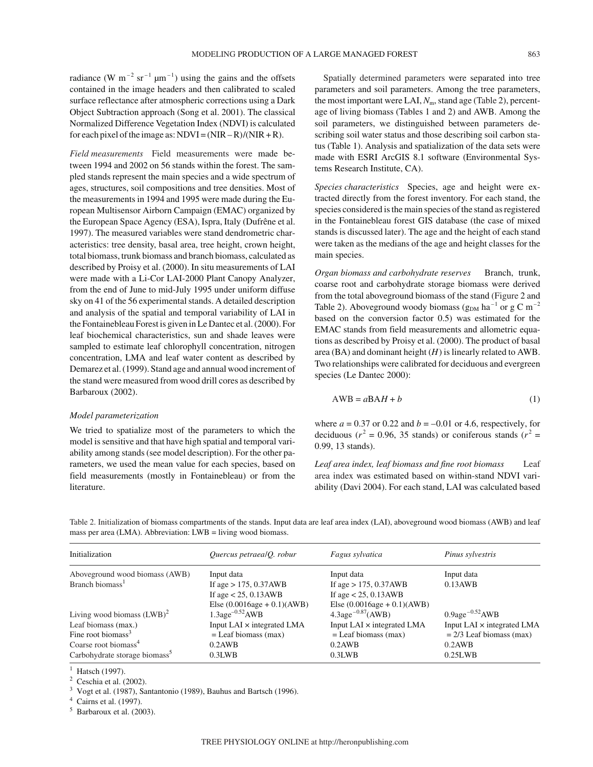radiance (W $m^{-2}$ $sr^{-1}$ $\mu m^{-1}$) using the gains and the offsets contained in the image headers and then calibrated to scaled surface reflectance after atmospheric corrections using a Dark Object Subtraction approach (Song et al. 2001). The classical Normalized Difference Vegetation Index (NDVI) is calculated for each pixel of the image as: NDVI = (NIR – R)/(NIR + R).

*Field measurements* Field measurements were made between 1994 and 2002 on 56 stands within the forest. The sampled stands represent the main species and a wide spectrum of ages, structures, soil compositions and tree densities. Most of the measurements in 1994 and 1995 were made during the European Multisensor Airborn Campaign (EMAC) organized by the European Space Agency (ESA), Ispra, Italy (Dufrêne et al. 1997). The measured variables were stand dendrometric characteristics: tree density, basal area, tree height, crown height, total biomass, trunk biomass and branch biomass, calculated as described by Proisy et al. (2000). In situ measurements of LAI were made with a Li-Cor LAI-2000 Plant Canopy Analyzer, from the end of June to mid-July 1995 under uniform diffuse sky on 41 of the 56 experimental stands. A detailed description and analysis of the spatial and temporal variability of LAI in the Fontainebleau Forest is given in Le Dantec et al. (2000). For leaf biochemical characteristics, sun and shade leaves were sampled to estimate leaf chlorophyll concentration, nitrogen concentration, LMA and leaf water content as described by Demarez et al. (1999). Stand age and annual wood increment of the stand were measured from wood drill cores as described by Barbaroux (2002).

### Model parameterization

We tried to spatialize most of the parameters to which the model is sensitive and that have high spatial and temporal variability among stands (see model description). For the other parameters, we used the mean value for each species, based on field measurements (mostly in Fontainebleau) or from the literature.

Spatially determined parameters were separated into tree parameters and soil parameters. Among the tree parameters, the most important were LAI, $N_m$, stand age (Table 2), percentage of living biomass (Tables 1 and 2) and AWB. Among the soil parameters, we distinguished between parameters describing soil water status and those describing soil carbon status (Table 1). Analysis and spatialization of the data sets were made with ESRI ArcGIS 8.1 software (Environmental Systems Research Institute, CA).

*Species characteristics* Species, age and height were extracted directly from the forest inventory. For each stand, the species considered is the main species of the stand as registered in the Fontainebleau forest GIS database (the case of mixed stands is discussed later). The age and the height of each stand were taken as the medians of the age and height classes for the main species.

*Organ biomass and carbohydrate reserves* Branch, trunk, coarse root and carbohydrate storage biomass were derived from the total aboveground biomass of the stand (Figure 2 and Table 2). Aboveground woody biomass ($g_{DM}$ $ha^{-1}$ or g C $m^{-2}$ based on the conversion factor 0.5) was estimated for the EMAC stands from field measurements and allometric equations as described by Proisy et al. (2000). The product of basal area (BA) and dominant height ($H$) is linearly related to AWB. Two relationships were calibrated for deciduous and evergreen species (Le Dantec 2000):

$$\text{AWB} = a\text{BA}H + b \tag{1}$$

where $a$ = 0.37 or 0.22 and $b$ = –0.01 or 4.6, respectively, for deciduous ($r^2$ = 0.96, 35 stands) or coniferous stands ($r^2$ = 0.99, 13 stands).

*Leaf area index, leaf biomass and fine root biomass* Leaf area index was estimated based on within-stand NDVI variability (Davi 2004). For each stand, LAI was calculated based

Table 2. Initialization of biomass compartments of the stands. Input data are leaf area index (LAI), aboveground wood biomass (AWB) and leaf mass per area (LMA). Abbreviation: LWB = living wood biomass.

| Initialization | *Quercus petraea*/*Q. robur* | *Fagus sylvatica* | *Pinus sylvestris* |
|---|---|---|---|
| Aboveground wood biomass (AWB) | Input data | Input data | Input data |
| Branch biomass[1] | If age > 175, 0.37AWB<br>If age < 25, 0.13AWB<br>Else (0.0016age + 0.1)(AWB) | If age > 175, 0.37AWB<br>If age < 25, 0.13AWB<br>Else (0.0016age + 0.1)(AWB) | 0.13AWB |
| Living wood biomass (LWB)[2] | $1.3\text{age}^{-0.52}$AWB | $4.3\text{age}^{-0.87}$(AWB) | $0.9\text{age}^{-0.52}$AWB |
| Leaf biomass (max.) | Input LAI × integrated LMA | Input LAI × integrated LMA | Input LAI × integrated LMA |
| Fine root biomass[3] | = Leaf biomass (max) | = Leaf biomass (max) | = 2/3 Leaf biomass (max) |
| Coarse root biomass[4] | 0.2AWB | 0.2AWB | 0.2AWB |
| Carbohydrate storage biomass[5] | 0.3LWB | 0.3LWB | 0.25LWB |

[1] Hatsch (1997).
[2] Ceschia et al. (2002).
[3] Vogt et al. (1987), Santantonio (1989), Bauhus and Bartsch (1996).
[4] Cairns et al. (1997).
[5] Barbaroux et al. (2003).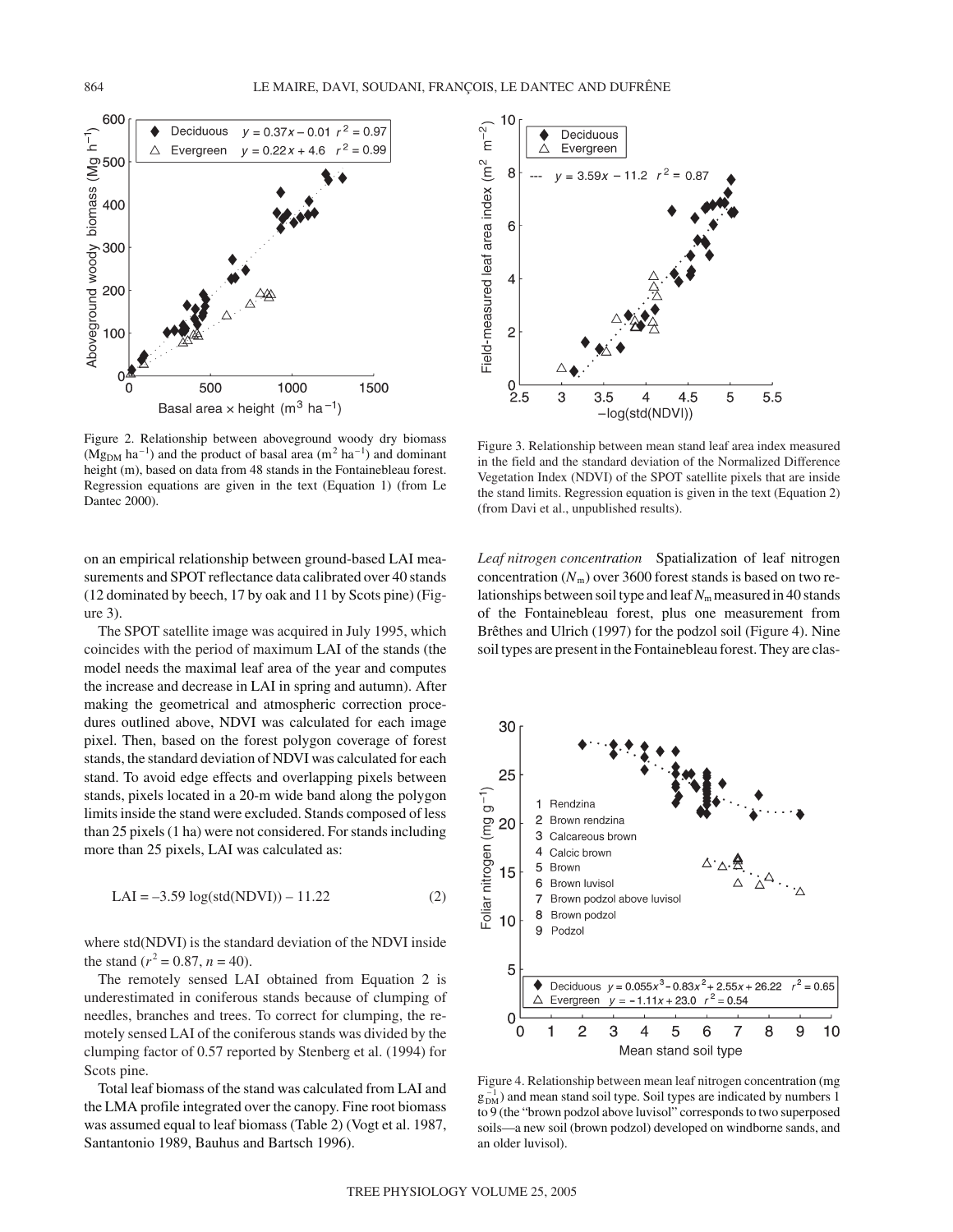Figure 2. Relationship between aboveground woody dry biomass ($Mg_{DM}$ $ha^{-1}$) and the product of basal area ($m^2$ $ha^{-1}$) and dominant height (m), based on data from 48 stands in the Fontainebleau forest. Regression equations are given in the text (Equation 1) (from Le Dantec 2000).

Figure 3. Relationship between mean stand leaf area index measured in the field and the standard deviation of the Normalized Difference Vegetation Index (NDVI) of the SPOT satellite pixels that are inside the stand limits. Regression equation is given in the text (Equation 2) (from Davi et al., unpublished results).

on an empirical relationship between ground-based LAI measurements and SPOT reflectance data calibrated over 40 stands (12 dominated by beech, 17 by oak and 11 by Scots pine) (Figure 3).

The SPOT satellite image was acquired in July 1995, which coincides with the period of maximum LAI of the stands (the model needs the maximal leaf area of the year and computes the increase and decrease in LAI in spring and autumn). After making the geometrical and atmospheric correction procedures outlined above, NDVI was calculated for each image pixel. Then, based on the forest polygon coverage of forest stands, the standard deviation of NDVI was calculated for each stand. To avoid edge effects and overlapping pixels between stands, pixels located in a 20-m wide band along the polygon limits inside the stand were excluded. Stands composed of less than 25 pixels (1 ha) were not considered. For stands including more than 25 pixels, LAI was calculated as:

$$\text{LAI} = -3.59 \log(\text{std(NDVI)}) - 11.22 \quad (2)$$

where std(NDVI) is the standard deviation of the NDVI inside the stand ($r^2 = 0.87$, $n = 40$).

The remotely sensed LAI obtained from Equation 2 is underestimated in coniferous stands because of clumping of needles, branches and trees. To correct for clumping, the remotely sensed LAI of the coniferous stands was divided by the clumping factor of 0.57 reported by Stenberg et al. (1994) for Scots pine.

Total leaf biomass of the stand was calculated from LAI and the LMA profile integrated over the canopy. Fine root biomass was assumed equal to leaf biomass (Table 2) (Vogt et al. 1987, Santantonio 1989, Bauhus and Bartsch 1996).

*Leaf nitrogen concentration* Spatialization of leaf nitrogen concentration ($N_m$) over 3600 forest stands is based on two relationships between soil type and leaf $N_m$ measured in 40 stands of the Fontainebleau forest, plus one measurement from Brêthes and Ulrich (1997) for the podzol soil (Figure 4). Nine soil types are present in the Fontainebleau forest. They are clas-

Figure 4. Relationship between mean leaf nitrogen concentration (mg $g_{DM}^{-1}$) and mean stand soil type. Soil types are indicated by numbers 1 to 9 (the "brown podzol above luvisol" corresponds to two superposed soils—a new soil (brown podzol) developed on windborne sands, and an older luvisol).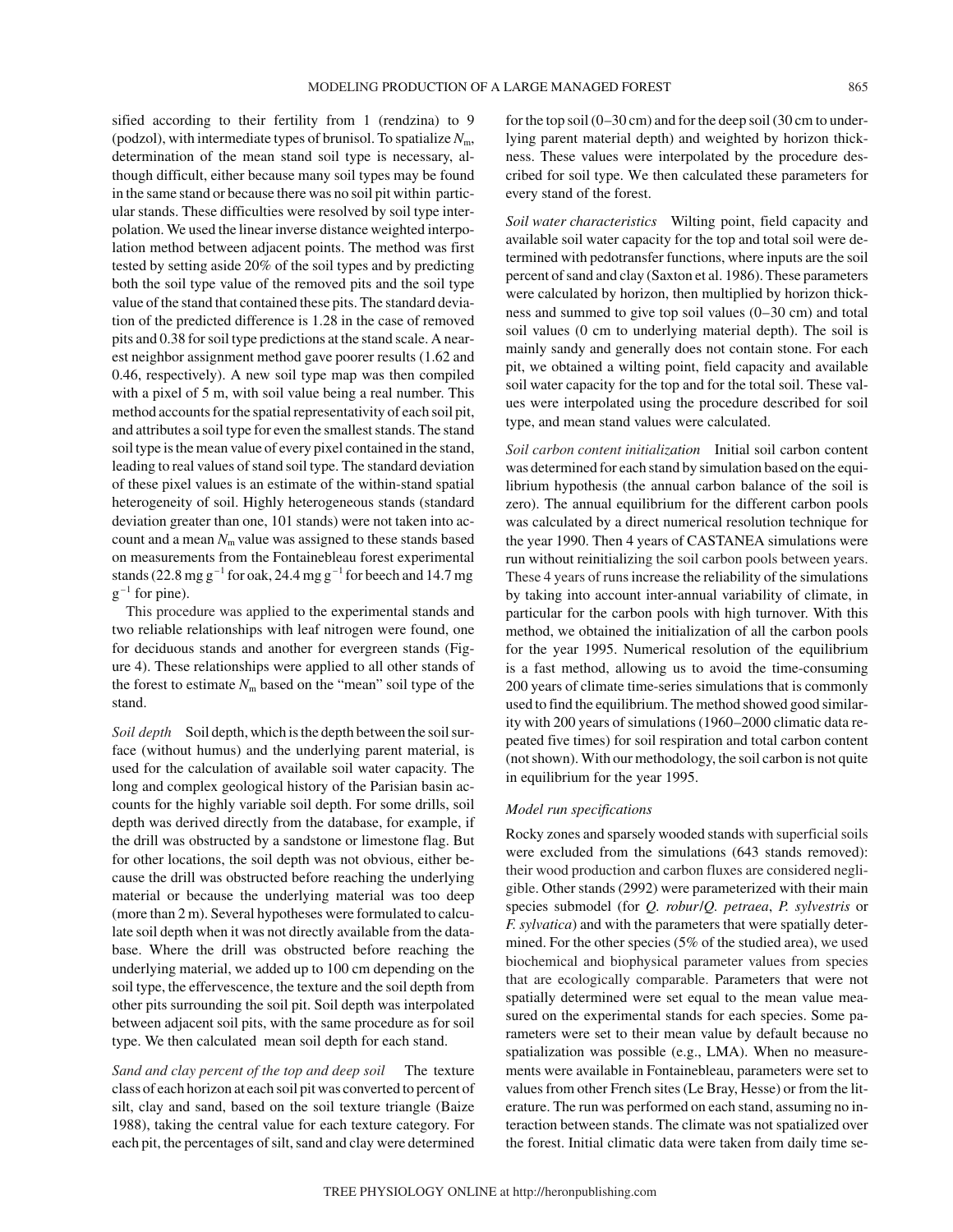sified according to their fertility from 1 (rendzina) to 9 (podzol), with intermediate types of brunisol. To spatialize $N_m$, determination of the mean stand soil type is necessary, although difficult, either because many soil types may be found in the same stand or because there was no soil pit within particular stands. These difficulties were resolved by soil type interpolation. We used the linear inverse distance weighted interpolation method between adjacent points. The method was first tested by setting aside 20% of the soil types and by predicting both the soil type value of the removed pits and the soil type value of the stand that contained these pits. The standard deviation of the predicted difference is 1.28 in the case of removed pits and 0.38 for soil type predictions at the stand scale. A nearest neighbor assignment method gave poorer results (1.62 and 0.46, respectively). A new soil type map was then compiled with a pixel of 5 m, with soil value being a real number. This method accounts for the spatial representativity of each soil pit, and attributes a soil type for even the smallest stands. The stand soil type is the mean value of every pixel contained in the stand, leading to real values of stand soil type. The standard deviation of these pixel values is an estimate of the within-stand spatial heterogeneity of soil. Highly heterogeneous stands (standard deviation greater than one, 101 stands) were not taken into account and a mean $N_m$ value was assigned to these stands based on measurements from the Fontainebleau forest experimental stands (22.8 mg $g^{-1}$ for oak, 24.4 mg $g^{-1}$ for beech and 14.7 mg $g^{-1}$ for pine).

This procedure was applied to the experimental stands and two reliable relationships with leaf nitrogen were found, one for deciduous stands and another for evergreen stands (Figure 4). These relationships were applied to all other stands of the forest to estimate $N_m$ based on the "mean" soil type of the stand.

*Soil depth* Soil depth, which is the depth between the soil surface (without humus) and the underlying parent material, is used for the calculation of available soil water capacity. The long and complex geological history of the Parisian basin accounts for the highly variable soil depth. For some drills, soil depth was derived directly from the database, for example, if the drill was obstructed by a sandstone or limestone flag. But for other locations, the soil depth was not obvious, either because the drill was obstructed before reaching the underlying material or because the underlying material was too deep (more than 2 m). Several hypotheses were formulated to calculate soil depth when it was not directly available from the database. Where the drill was obstructed before reaching the underlying material, we added up to 100 cm depending on the soil type, the effervescence, the texture and the soil depth from other pits surrounding the soil pit. Soil depth was interpolated between adjacent soil pits, with the same procedure as for soil type. We then calculated mean soil depth for each stand.

*Sand and clay percent of the top and deep soil* The texture class of each horizon at each soil pit was converted to percent of silt, clay and sand, based on the soil texture triangle (Baize 1988), taking the central value for each texture category. For each pit, the percentages of silt, sand and clay were determined for the top soil (0–30 cm) and for the deep soil (30 cm to underlying parent material depth) and weighted by horizon thickness. These values were interpolated by the procedure described for soil type. We then calculated these parameters for every stand of the forest.

*Soil water characteristics* Wilting point, field capacity and available soil water capacity for the top and total soil were determined with pedotransfer functions, where inputs are the soil percent of sand and clay (Saxton et al. 1986). These parameters were calculated by horizon, then multiplied by horizon thickness and summed to give top soil values (0–30 cm) and total soil values (0 cm to underlying material depth). The soil is mainly sandy and generally does not contain stone. For each pit, we obtained a wilting point, field capacity and available soil water capacity for the top and for the total soil. These values were interpolated using the procedure described for soil type, and mean stand values were calculated.

*Soil carbon content initialization* Initial soil carbon content was determined for each stand by simulation based on the equilibrium hypothesis (the annual carbon balance of the soil is zero). The annual equilibrium for the different carbon pools was calculated by a direct numerical resolution technique for the year 1990. Then 4 years of CASTANEA simulations were run without reinitializing the soil carbon pools between years. These 4 years of runs increase the reliability of the simulations by taking into account inter-annual variability of climate, in particular for the carbon pools with high turnover. With this method, we obtained the initialization of all the carbon pools for the year 1995. Numerical resolution of the equilibrium is a fast method, allowing us to avoid the time-consuming 200 years of climate time-series simulations that is commonly used to find the equilibrium. The method showed good similarity with 200 years of simulations (1960–2000 climatic data repeated five times) for soil respiration and total carbon content (not shown). With our methodology, the soil carbon is not quite in equilibrium for the year 1995.

### *Model run specifications*

Rocky zones and sparsely wooded stands with superficial soils were excluded from the simulations (643 stands removed): their wood production and carbon fluxes are considered negligible. Other stands (2992) were parameterized with their main species submodel (for *Q. robur*/*Q. petraea*, *P. sylvestris* or *F. sylvatica*) and with the parameters that were spatially determined. For the other species (5% of the studied area), we used biochemical and biophysical parameter values from species that are ecologically comparable. Parameters that were not spatially determined were set equal to the mean value measured on the experimental stands for each species. Some parameters were set to their mean value by default because no spatialization was possible (e.g., LMA). When no measurements were available in Fontainebleau, parameters were set to values from other French sites (Le Bray, Hesse) or from the literature. The run was performed on each stand, assuming no interaction between stands. The climate was not spatialized over the forest. Initial climatic data were taken from daily time se-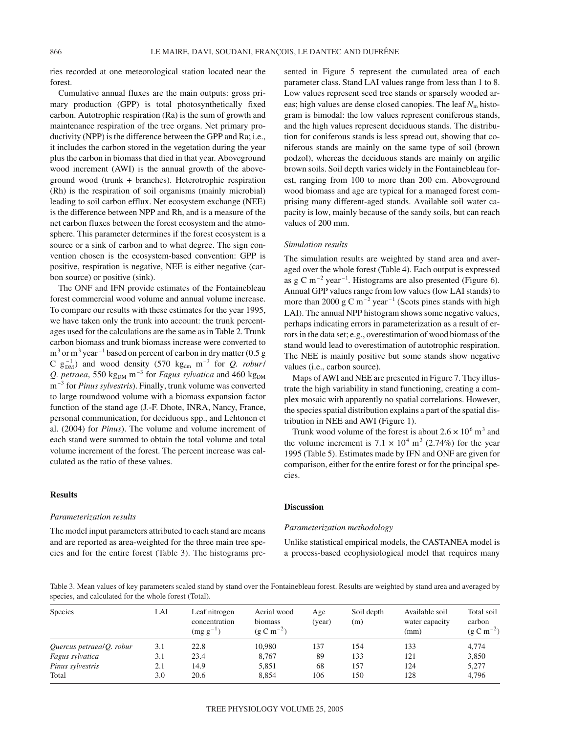ries recorded at one meteorological station located near the forest.

Cumulative annual fluxes are the main outputs: gross primary production (GPP) is total photosynthetically fixed carbon. Autotrophic respiration (Ra) is the sum of growth and maintenance respiration of the tree organs. Net primary productivity (NPP) is the difference between the GPP and Ra; i.e., it includes the carbon stored in the vegetation during the year plus the carbon in biomass that died in that year. Aboveground wood increment (AWI) is the annual growth of the aboveground wood (trunk + branches). Heterotrophic respiration (Rh) is the respiration of soil organisms (mainly microbial) leading to soil carbon efflux. Net ecosystem exchange (NEE) is the difference between NPP and Rh, and is a measure of the net carbon fluxes between the forest ecosystem and the atmosphere. This parameter determines if the forest ecosystem is a source or a sink of carbon and to what degree. The sign convention chosen is the ecosystem-based convention: GPP is positive, respiration is negative, NEE is either negative (carbon source) or positive (sink).

The ONF and IFN provide estimates of the Fontainebleau forest commercial wood volume and annual volume increase. To compare our results with these estimates for the year 1995, we have taken only the trunk into account: the trunk percentages used for the calculations are the same as in Table 2. Trunk carbon biomass and trunk biomass increase were converted to $m^3$ or $m^3\ year^{-1}$ based on percent of carbon in dry matter (0.5 g C $g_{DM}^{-1}$) and wood density (570 $kg_{dm}\ m^{-3}$ for *Q. robur*/*Q. petraea*, 550 $kg_{DM}\ m^{-3}$ for *Fagus sylvatica* and 460 $kg_{DM}\ m^{-3}$ for *Pinus sylvestris*). Finally, trunk volume was converted to large roundwood volume with a biomass expansion factor function of the stand age (J.-F. Dhote, INRA, Nancy, France, personal communication, for deciduous spp., and Lehtonen et al. (2004) for *Pinus*). The volume and volume increment of each stand were summed to obtain the total volume and total volume increment of the forest. The percent increase was calculated as the ratio of these values.

## Results

### Parameterization results

The model input parameters attributed to each stand are means and are reported as area-weighted for the three main tree species and for the entire forest (Table 3). The histograms presented in Figure 5 represent the cumulated area of each parameter class. Stand LAI values range from less than 1 to 8. Low values represent seed tree stands or sparsely wooded areas; high values are dense closed canopies. The leaf $N_m$ histogram is bimodal: the low values represent coniferous stands, and the high values represent deciduous stands. The distribution for coniferous stands is less spread out, showing that coniferous stands are mainly on the same type of soil (brown podzol), whereas the deciduous stands are mainly on argilic brown soils. Soil depth varies widely in the Fontainebleau forest, ranging from 100 to more than 200 cm. Aboveground wood biomass and age are typical for a managed forest comprising many different-aged stands. Available soil water capacity is low, mainly because of the sandy soils, but can reach values of 200 mm.

### Simulation results

The simulation results are weighted by stand area and averaged over the whole forest (Table 4). Each output is expressed as g C $m^{-2}\ year^{-1}$. Histograms are also presented (Figure 6). Annual GPP values range from low values (low LAI stands) to more than 2000 g C $m^{-2}\ year^{-1}$ (Scots pines stands with high LAI). The annual NPP histogram shows some negative values, perhaps indicating errors in parameterization as a result of errors in the data set; e.g., overestimation of wood biomass of the stand would lead to overestimation of autotrophic respiration. The NEE is mainly positive but some stands show negative values (i.e., carbon source).

Maps of AWI and NEE are presented in Figure 7. They illustrate the high variability in stand functioning, creating a complex mosaic with apparently no spatial correlations. However, the species spatial distribution explains a part of the spatial distribution in NEE and AWI (Figure 1).

Trunk wood volume of the forest is about $2.6 \times 10^6\ m^3$ and the volume increment is $7.1 \times 10^4\ m^3$ (2.74%) for the year 1995 (Table 5). Estimates made by IFN and ONF are given for comparison, either for the entire forest or for the principal species.

## Discussion

### Parameterization methodology

Unlike statistical empirical models, the CASTANEA model is a process-based ecophysiological model that requires many

Table 3. Mean values of key parameters scaled stand by stand over the Fontainebleau forest. Results are weighted by stand area and averaged by species, and calculated for the whole forest (Total).

| Species | LAI | Leaf nitrogen concentration ($mg\ g^{-1}$) | Aerial wood biomass ($g\ C\ m^{-2}$) | Age (year) | Soil depth (m) | Available soil water capacity (mm) | Total soil carbon ($g\ C\ m^{-2}$) |
|---|---|---|---|---|---|---|---|
| *Quercus petraea*/*Q. robur* | 3.1 | 22.8 | 10,980 | 137 | 154 | 133 | 4,774 |
| *Fagus sylvatica* | 3.1 | 23.4 | 8,767 | 89 | 133 | 121 | 3,850 |
| *Pinus sylvestris* | 2.1 | 14.9 | 5,851 | 68 | 157 | 124 | 5,277 |
| Total | 3.0 | 20.6 | 8,854 | 106 | 150 | 128 | 4,796 |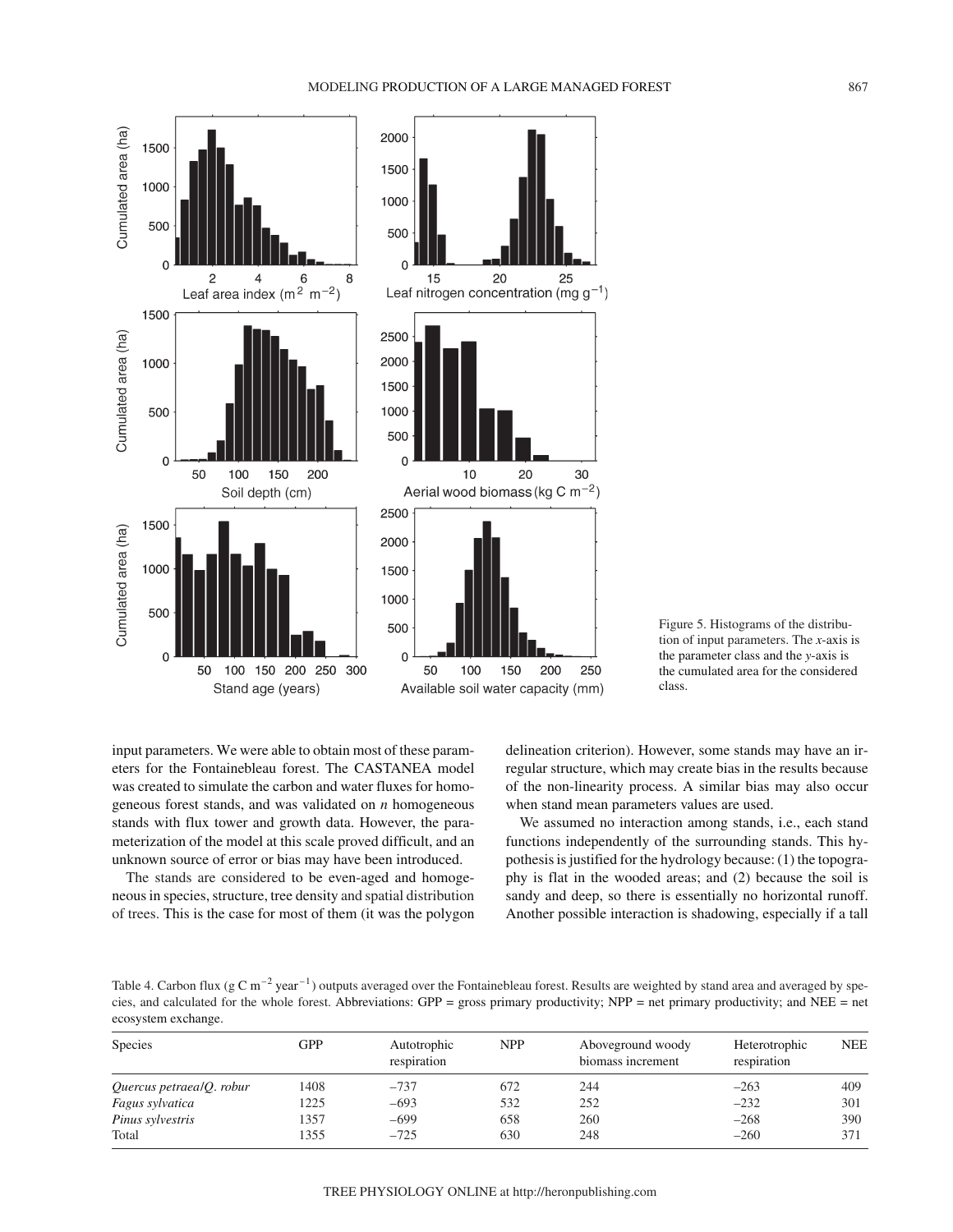Figure 5. Histograms of the distribution of input parameters. The *x*-axis is the parameter class and the *y*-axis is the cumulated area for the considered class.

input parameters. We were able to obtain most of these parameters for the Fontainebleau forest. The CASTANEA model was created to simulate the carbon and water fluxes for homogeneous forest stands, and was validated on *n* homogeneous stands with flux tower and growth data. However, the parameterization of the model at this scale proved difficult, and an unknown source of error or bias may have been introduced.

The stands are considered to be even-aged and homogeneous in species, structure, tree density and spatial distribution of trees. This is the case for most of them (it was the polygon delineation criterion). However, some stands may have an irregular structure, which may create bias in the results because of the non-linearity process. A similar bias may also occur when stand mean parameters values are used.

We assumed no interaction among stands, i.e., each stand functions independently of the surrounding stands. This hypothesis is justified for the hydrology because: (1) the topography is flat in the wooded areas; and (2) because the soil is sandy and deep, so there is essentially no horizontal runoff. Another possible interaction is shadowing, especially if a tall

Table 4. Carbon flux (g C $m^{-2}$ $year^{-1}$) outputs averaged over the Fontainebleau forest. Results are weighted by stand area and averaged by species, and calculated for the whole forest. Abbreviations: GPP = gross primary productivity; NPP = net primary productivity; and NEE = net ecosystem exchange.

| Species | GPP | Autotrophic respiration | NPP | Aboveground woody biomass increment | Heterotrophic respiration | NEE |
|---|---|---|---|---|---|---|
| *Quercus petraea*/*Q. robur* | 1408 | –737 | 672 | 244 | –263 | 409 |
| *Fagus sylvatica* | 1225 | –693 | 532 | 252 | –232 | 301 |
| *Pinus sylvestris* | 1357 | –699 | 658 | 260 | –268 | 390 |
| Total | 1355 | –725 | 630 | 248 | –260 | 371 |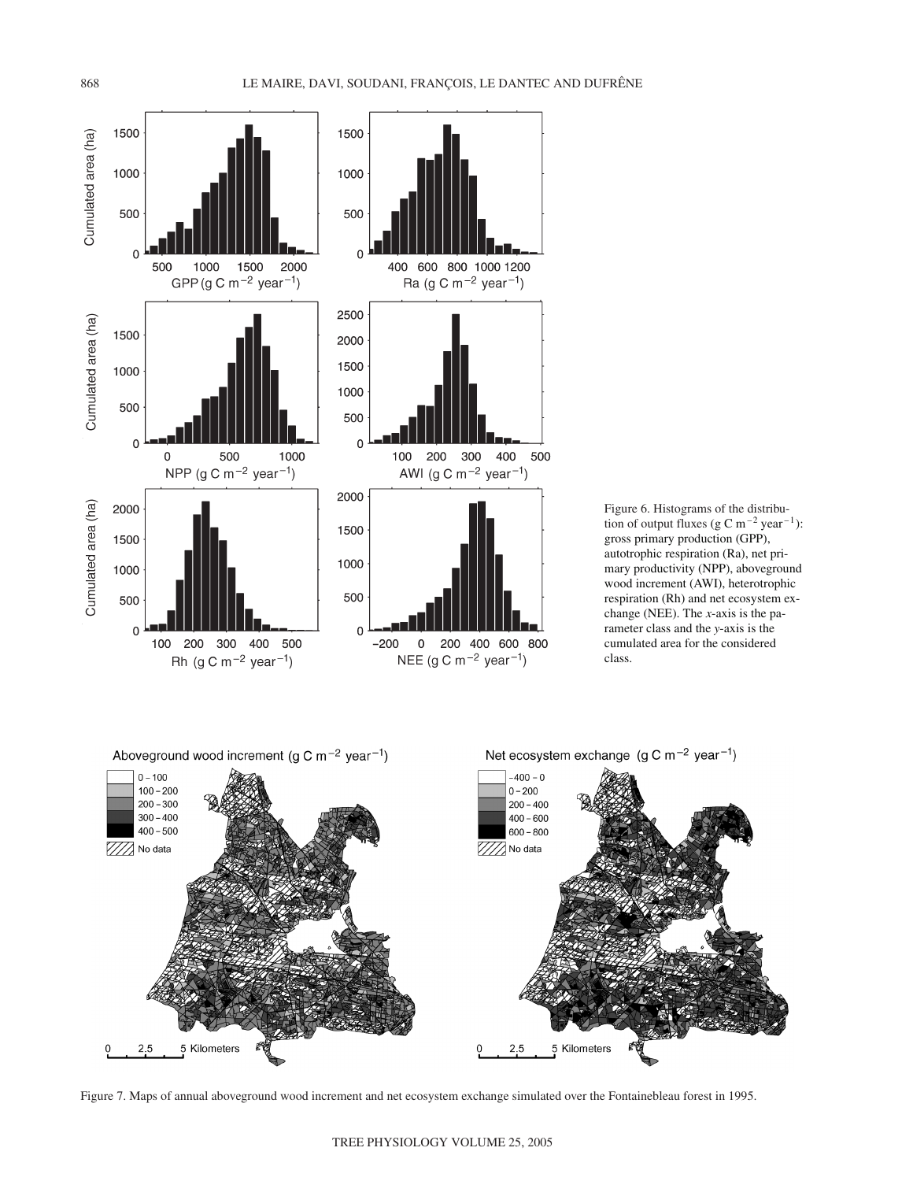Figure 6. Histograms of the distribution of output fluxes (g C $m^{-2}$ $year^{-1}$): gross primary production (GPP), autotrophic respiration (Ra), net primary productivity (NPP), aboveground wood increment (AWI), heterotrophic respiration (Rh) and net ecosystem exchange (NEE). The *x*-axis is the parameter class and the *y*-axis is the cumulated area for the considered class.

Figure 7. Maps of annual aboveground wood increment and net ecosystem exchange simulated over the Fontainebleau forest in 1995.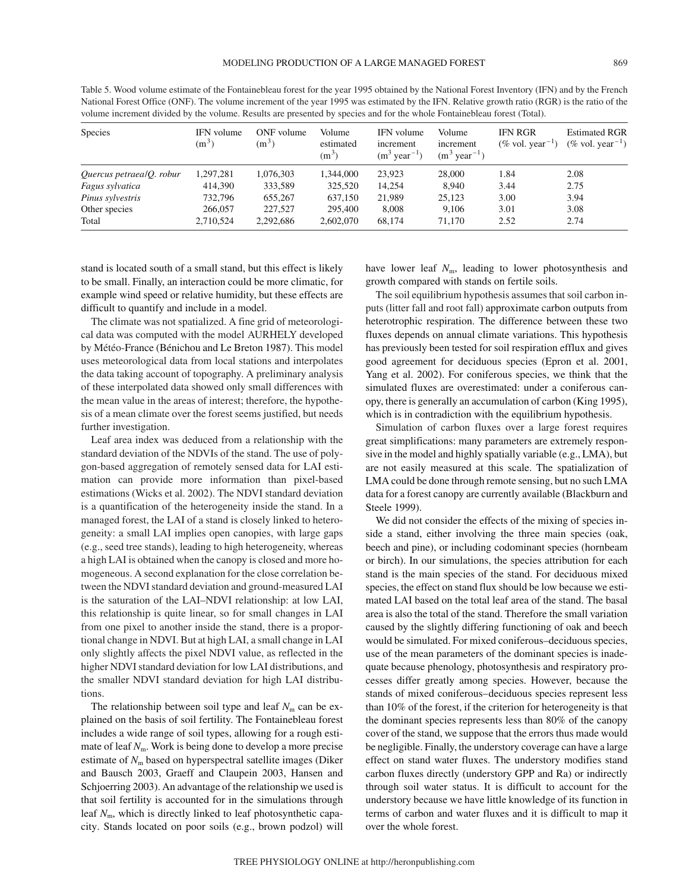Table 5. Wood volume estimate of the Fontainebleau forest for the year 1995 obtained by the National Forest Inventory (IFN) and by the French National Forest Office (ONF). The volume increment of the year 1995 was estimated by the IFN. Relative growth ratio (RGR) is the ratio of the volume increment divided by the volume. Results are presented by species and for the whole Fontainebleau forest (Total).

| Species | IFN volume ($m^3$) | ONF volume ($m^3$) | Volume estimated ($m^3$) | IFN volume increment ($m^3$ $year^{-1}$) | Volume increment ($m^3$ $year^{-1}$) | IFN RGR (% vol. $year^{-1}$) | Estimated RGR (% vol. $year^{-1}$) |
|---|---|---|---|---|---|---|---|
| *Quercus petraea*/*Q. robur* | 1,297,281 | 1,076,303 | 1,344,000 | 23,923 | 28,000 | 1.84 | 2.08 |
| *Fagus sylvatica* | 414,390 | 333,589 | 325,520 | 14,254 | 8,940 | 3.44 | 2.75 |
| *Pinus sylvestris* | 732,796 | 655,267 | 637,150 | 21,989 | 25,123 | 3.00 | 3.94 |
| Other species | 266,057 | 227,527 | 295,400 | 8,008 | 9,106 | 3.01 | 3.08 |
| Total | 2,710,524 | 2,292,686 | 2,602,070 | 68,174 | 71,170 | 2.52 | 2.74 |

stand is located south of a small stand, but this effect is likely to be small. Finally, an interaction could be more climatic, for example wind speed or relative humidity, but these effects are difficult to quantify and include in a model.

The climate was not spatialized. A fine grid of meteorological data was computed with the model AURHELY developed by Météo-France (Bénichou and Le Breton 1987). This model uses meteorological data from local stations and interpolates the data taking account of topography. A preliminary analysis of these interpolated data showed only small differences with the mean value in the areas of interest; therefore, the hypothesis of a mean climate over the forest seems justified, but needs further investigation.

Leaf area index was deduced from a relationship with the standard deviation of the NDVIs of the stand. The use of polygon-based aggregation of remotely sensed data for LAI estimation can provide more information than pixel-based estimations (Wicks et al. 2002). The NDVI standard deviation is a quantification of the heterogeneity inside the stand. In a managed forest, the LAI of a stand is closely linked to heterogeneity: a small LAI implies open canopies, with large gaps (e.g., seed tree stands), leading to high heterogeneity, whereas a high LAI is obtained when the canopy is closed and more homogeneous. A second explanation for the close correlation between the NDVI standard deviation and ground-measured LAI is the saturation of the LAI–NDVI relationship: at low LAI, this relationship is quite linear, so for small changes in LAI from one pixel to another inside the stand, there is a proportional change in NDVI. But at high LAI, a small change in LAI only slightly affects the pixel NDVI value, as reflected in the higher NDVI standard deviation for low LAI distributions, and the smaller NDVI standard deviation for high LAI distributions.

The relationship between soil type and leaf $N_m$ can be explained on the basis of soil fertility. The Fontainebleau forest includes a wide range of soil types, allowing for a rough estimate of leaf $N_m$. Work is being done to develop a more precise estimate of $N_m$ based on hyperspectral satellite images (Diker and Bausch 2003, Graeff and Claupein 2003, Hansen and Schjoerring 2003). An advantage of the relationship we used is that soil fertility is accounted for in the simulations through leaf $N_m$, which is directly linked to leaf photosynthetic capacity. Stands located on poor soils (e.g., brown podzol) will have lower leaf $N_m$, leading to lower photosynthesis and growth compared with stands on fertile soils.

The soil equilibrium hypothesis assumes that soil carbon inputs (litter fall and root fall) approximate carbon outputs from heterotrophic respiration. The difference between these two fluxes depends on annual climate variations. This hypothesis has previously been tested for soil respiration efflux and gives good agreement for deciduous species (Epron et al. 2001, Yang et al. 2002). For coniferous species, we think that the simulated fluxes are overestimated: under a coniferous canopy, there is generally an accumulation of carbon (King 1995), which is in contradiction with the equilibrium hypothesis.

Simulation of carbon fluxes over a large forest requires great simplifications: many parameters are extremely responsive in the model and highly spatially variable (e.g., LMA), but are not easily measured at this scale. The spatialization of LMA could be done through remote sensing, but no such LMA data for a forest canopy are currently available (Blackburn and Steele 1999).

We did not consider the effects of the mixing of species inside a stand, either involving the three main species (oak, beech and pine), or including codominant species (hornbeam or birch). In our simulations, the species attribution for each stand is the main species of the stand. For deciduous mixed species, the effect on stand flux should be low because we estimated LAI based on the total leaf area of the stand. The basal area is also the total of the stand. Therefore the small variation caused by the slightly differing functioning of oak and beech would be simulated. For mixed coniferous–deciduous species, use of the mean parameters of the dominant species is inadequate because phenology, photosynthesis and respiratory processes differ greatly among species. However, because the stands of mixed coniferous–deciduous species represent less than 10% of the forest, if the criterion for heterogeneity is that the dominant species represents less than 80% of the canopy cover of the stand, we suppose that the errors thus made would be negligible. Finally, the understory coverage can have a large effect on stand water fluxes. The understory modifies stand carbon fluxes directly (understory GPP and Ra) or indirectly through soil water status. It is difficult to account for the understory because we have little knowledge of its function in terms of carbon and water fluxes and it is difficult to map it over the whole forest.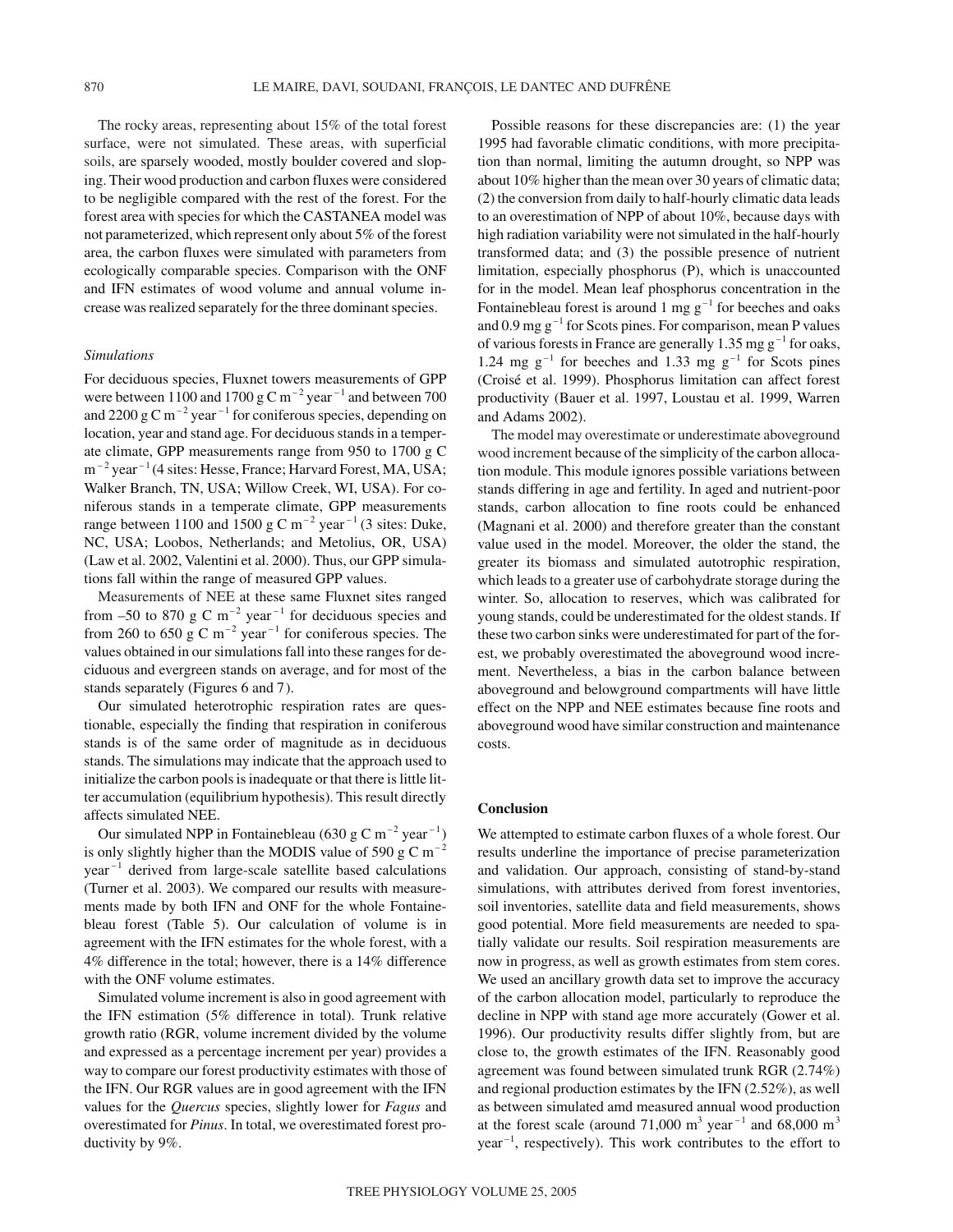The rocky areas, representing about 15% of the total forest surface, were not simulated. These areas, with superficial soils, are sparsely wooded, mostly boulder covered and sloping. Their wood production and carbon fluxes were considered to be negligible compared with the rest of the forest. For the forest area with species for which the CASTANEA model was not parameterized, which represent only about 5% of the forest area, the carbon fluxes were simulated with parameters from ecologically comparable species. Comparison with the ONF and IFN estimates of wood volume and annual volume increase was realized separately for the three dominant species.

### *Simulations*

For deciduous species, Fluxnet towers measurements of GPP were between 1100 and 1700 g C $m^{-2}$ $year^{-1}$ and between 700 and 2200 g C $m^{-2}$ $year^{-1}$ for coniferous species, depending on location, year and stand age. For deciduous stands in a temperate climate, GPP measurements range from 950 to 1700 g C $m^{-2}$ $year^{-1}$ (4 sites: Hesse, France; Harvard Forest, MA, USA; Walker Branch, TN, USA; Willow Creek, WI, USA). For coniferous stands in a temperate climate, GPP measurements range between 1100 and 1500 g C $m^{-2}$ $year^{-1}$ (3 sites: Duke, NC, USA; Loobos, Netherlands; and Metolius, OR, USA) (Law et al. 2002, Valentini et al. 2000). Thus, our GPP simulations fall within the range of measured GPP values.

Measurements of NEE at these same Fluxnet sites ranged from –50 to 870 g C $m^{-2}$ $year^{-1}$ for deciduous species and from 260 to 650 g C $m^{-2}$ $year^{-1}$ for coniferous species. The values obtained in our simulations fall into these ranges for deciduous and evergreen stands on average, and for most of the stands separately (Figures 6 and 7).

Our simulated heterotrophic respiration rates are questionable, especially the finding that respiration in coniferous stands is of the same order of magnitude as in deciduous stands. The simulations may indicate that the approach used to initialize the carbon pools is inadequate or that there is little litter accumulation (equilibrium hypothesis). This result directly affects simulated NEE.

Our simulated NPP in Fontainebleau (630 g C $m^{-2}$ $year^{-1}$) is only slightly higher than the MODIS value of 590 g C $m^{-2}$ $year^{-1}$ derived from large-scale satellite based calculations (Turner et al. 2003). We compared our results with measurements made by both IFN and ONF for the whole Fontainebleau forest (Table 5). Our calculation of volume is in agreement with the IFN estimates for the whole forest, with a 4% difference in the total; however, there is a 14% difference with the ONF volume estimates.

Simulated volume increment is also in good agreement with the IFN estimation (5% difference in total). Trunk relative growth ratio (RGR, volume increment divided by the volume and expressed as a percentage increment per year) provides a way to compare our forest productivity estimates with those of the IFN. Our RGR values are in good agreement with the IFN values for the *Quercus* species, slightly lower for *Fagus* and overestimated for *Pinus*. In total, we overestimated forest productivity by 9%.

Possible reasons for these discrepancies are: (1) the year 1995 had favorable climatic conditions, with more precipitation than normal, limiting the autumn drought, so NPP was about 10% higher than the mean over 30 years of climatic data; (2) the conversion from daily to half-hourly climatic data leads to an overestimation of NPP of about 10%, because days with high radiation variability were not simulated in the half-hourly transformed data; and (3) the possible presence of nutrient limitation, especially phosphorus (P), which is unaccounted for in the model. Mean leaf phosphorus concentration in the Fontainebleau forest is around 1 mg $g^{-1}$ for beeches and oaks and 0.9 mg $g^{-1}$ for Scots pines. For comparison, mean P values of various forests in France are generally 1.35 mg $g^{-1}$ for oaks, 1.24 mg $g^{-1}$ for beeches and 1.33 mg $g^{-1}$ for Scots pines (Croisé et al. 1999). Phosphorus limitation can affect forest productivity (Bauer et al. 1997, Loustau et al. 1999, Warren and Adams 2002).

The model may overestimate or underestimate aboveground wood increment because of the simplicity of the carbon allocation module. This module ignores possible variations between stands differing in age and fertility. In aged and nutrient-poor stands, carbon allocation to fine roots could be enhanced (Magnani et al. 2000) and therefore greater than the constant value used in the model. Moreover, the older the stand, the greater its biomass and simulated autotrophic respiration, which leads to a greater use of carbohydrate storage during the winter. So, allocation to reserves, which was calibrated for young stands, could be underestimated for the oldest stands. If these two carbon sinks were underestimated for part of the forest, we probably overestimated the aboveground wood increment. Nevertheless, a bias in the carbon balance between aboveground and belowground compartments will have little effect on the NPP and NEE estimates because fine roots and aboveground wood have similar construction and maintenance costs.

## Conclusion

We attempted to estimate carbon fluxes of a whole forest. Our results underline the importance of precise parameterization and validation. Our approach, consisting of stand-by-stand simulations, with attributes derived from forest inventories, soil inventories, satellite data and field measurements, shows good potential. More field measurements are needed to spatially validate our results. Soil respiration measurements are now in progress, as well as growth estimates from stem cores. We used an ancillary growth data set to improve the accuracy of the carbon allocation model, particularly to reproduce the decline in NPP with stand age more accurately (Gower et al. 1996). Our productivity results differ slightly from, but are close to, the growth estimates of the IFN. Reasonably good agreement was found between simulated trunk RGR (2.74%) and regional production estimates by the IFN (2.52%), as well as between simulated amd measured annual wood production at the forest scale (around 71,000 $m^3$ $year^{-1}$ and 68,000 $m^3$ $year^{-1}$, respectively). This work contributes to the effort to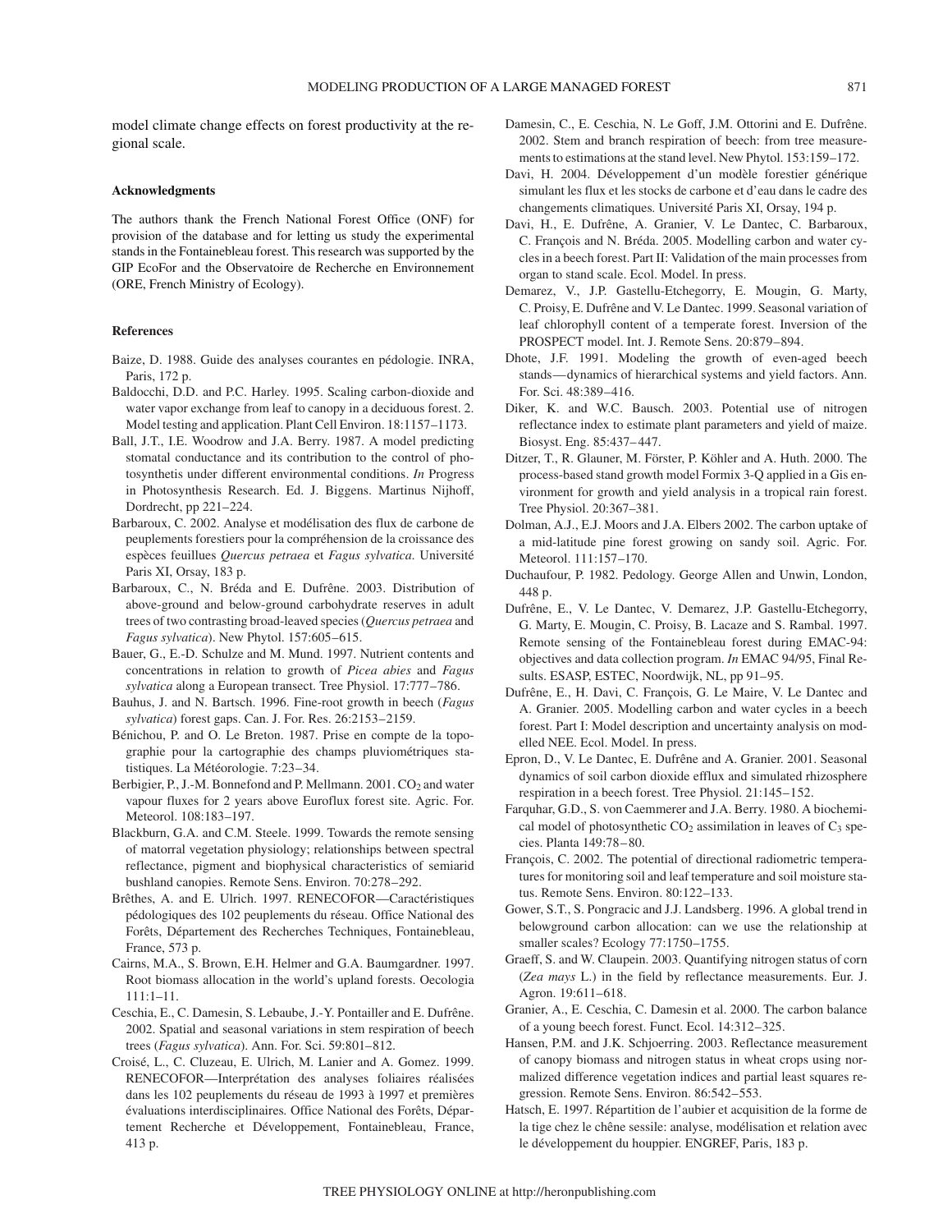model climate change effects on forest productivity at the regional scale.

### Acknowledgments

The authors thank the French National Forest Office (ONF) for provision of the database and for letting us study the experimental stands in the Fontainebleau forest. This research was supported by the GIP EcoFor and the Observatoire de Recherche en Environnement (ORE, French Ministry of Ecology).

### References

Baize, D. 1988. Guide des analyses courantes en pédologie. INRA, Paris, 172 p.

Baldocchi, D.D. and P.C. Harley. 1995. Scaling carbon-dioxide and water vapor exchange from leaf to canopy in a deciduous forest. 2. Model testing and application. Plant Cell Environ. 18:1157–1173.

Ball, J.T., I.E. Woodrow and J.A. Berry. 1987. A model predicting stomatal conductance and its contribution to the control of photosynthetis under different environmental conditions. *In* Progress in Photosynthesis Research. Ed. J. Biggens. Martinus Nijhoff, Dordrecht, pp 221–224.

Barbaroux, C. 2002. Analyse et modélisation des flux de carbone de peuplements forestiers pour la compréhension de la croissance des espèces feuillues *Quercus petraea* et *Fagus sylvatica*. Université Paris XI, Orsay, 183 p.

Barbaroux, C., N. Bréda and E. Dufrêne. 2003. Distribution of above-ground and below-ground carbohydrate reserves in adult trees of two contrasting broad-leaved species (*Quercus petraea* and *Fagus sylvatica*). New Phytol. 157:605–615.

Bauer, G., E.-D. Schulze and M. Mund. 1997. Nutrient contents and concentrations in relation to growth of *Picea abies* and *Fagus sylvatica* along a European transect. Tree Physiol. 17:777–786.

Bauhus, J. and N. Bartsch. 1996. Fine-root growth in beech (*Fagus sylvatica*) forest gaps. Can. J. For. Res. 26:2153–2159.

Bénichou, P. and O. Le Breton. 1987. Prise en compte de la topographie pour la cartographie des champs pluviométriques statistiques. La Météorologie. 7:23–34.

Berbigier, P., J.-M. Bonnefond and P. Mellmann. 2001. $CO_2$ and water vapour fluxes for 2 years above Euroflux forest site. Agric. For. Meteorol. 108:183–197.

Blackburn, G.A. and C.M. Steele. 1999. Towards the remote sensing of matorral vegetation physiology; relationships between spectral reflectance, pigment and biophysical characteristics of semiarid bushland canopies. Remote Sens. Environ. 70:278–292.

Brêthes, A. and E. Ulrich. 1997. RENECOFOR—Caractéristiques pédologiques des 102 peuplements du réseau. Office National des Forêts, Département des Recherches Techniques, Fontainebleau, France, 573 p.

Cairns, M.A., S. Brown, E.H. Helmer and G.A. Baumgardner. 1997. Root biomass allocation in the world's upland forests. Oecologia 111:1–11.

Ceschia, E., C. Damesin, S. Lebaube, J.-Y. Pontailler and E. Dufrêne. 2002. Spatial and seasonal variations in stem respiration of beech trees (*Fagus sylvatica*). Ann. For. Sci. 59:801–812.

Croisé, L., C. Cluzeau, E. Ulrich, M. Lanier and A. Gomez. 1999. RENECOFOR—Interprétation des analyses foliaires réalisées dans les 102 peuplements du réseau de 1993 à 1997 et premières évaluations interdisciplinaires. Office National des Forêts, Département Recherche et Développement, Fontainebleau, France, 413 p.

Damesin, C., E. Ceschia, N. Le Goff, J.M. Ottorini and E. Dufrêne. 2002. Stem and branch respiration of beech: from tree measurements to estimations at the stand level. New Phytol. 153:159–172.

Davi, H. 2004. Développement d'un modèle forestier générique simulant les flux et les stocks de carbone et d'eau dans le cadre des changements climatiques. Université Paris XI, Orsay, 194 p.

Davi, H., E. Dufrêne, A. Granier, V. Le Dantec, C. Barbaroux, C. François and N. Bréda. 2005. Modelling carbon and water cycles in a beech forest. Part II: Validation of the main processes from organ to stand scale. Ecol. Model. In press.

Demarez, V., J.P. Gastellu-Etchegorry, E. Mougin, G. Marty, C. Proisy, E. Dufrêne and V. Le Dantec. 1999. Seasonal variation of leaf chlorophyll content of a temperate forest. Inversion of the PROSPECT model. Int. J. Remote Sens. 20:879–894.

Dhote, J.F. 1991. Modeling the growth of even-aged beech stands—dynamics of hierarchical systems and yield factors. Ann. For. Sci. 48:389–416.

Diker, K. and W.C. Bausch. 2003. Potential use of nitrogen reflectance index to estimate plant parameters and yield of maize. Biosyst. Eng. 85:437–447.

Ditzer, T., R. Glauner, M. Förster, P. Köhler and A. Huth. 2000. The process-based stand growth model Formix 3-Q applied in a Gis environment for growth and yield analysis in a tropical rain forest. Tree Physiol. 20:367–381.

Dolman, A.J., E.J. Moors and J.A. Elbers 2002. The carbon uptake of a mid-latitude pine forest growing on sandy soil. Agric. For. Meteorol. 111:157–170.

Duchaufour, P. 1982. Pedology. George Allen and Unwin, London, 448 p.

Dufrêne, E., V. Le Dantec, V. Demarez, J.P. Gastellu-Etchegorry, G. Marty, E. Mougin, C. Proisy, B. Lacaze and S. Rambal. 1997. Remote sensing of the Fontainebleau forest during EMAC-94: objectives and data collection program. *In* EMAC 94/95, Final Results. ESASP, ESTEC, Noordwijk, NL, pp 91–95.

Dufrêne, E., H. Davi, C. François, G. Le Maire, V. Le Dantec and A. Granier. 2005. Modelling carbon and water cycles in a beech forest. Part I: Model description and uncertainty analysis on modelled NEE. Ecol. Model. In press.

Epron, D., V. Le Dantec, E. Dufrêne and A. Granier. 2001. Seasonal dynamics of soil carbon dioxide efflux and simulated rhizosphere respiration in a beech forest. Tree Physiol. 21:145–152.

Farquhar, G.D., S. von Caemmerer and J.A. Berry. 1980. A biochemical model of photosynthetic $CO_2$ assimilation in leaves of $C_3$ species. Planta 149:78–80.

François, C. 2002. The potential of directional radiometric temperatures for monitoring soil and leaf temperature and soil moisture status. Remote Sens. Environ. 80:122–133.

Gower, S.T., S. Pongracic and J.J. Landsberg. 1996. A global trend in belowground carbon allocation: can we use the relationship at smaller scales? Ecology 77:1750–1755.

Graeff, S. and W. Claupein. 2003. Quantifying nitrogen status of corn (*Zea mays* L.) in the field by reflectance measurements. Eur. J. Agron. 19:611–618.

Granier, A., E. Ceschia, C. Damesin et al. 2000. The carbon balance of a young beech forest. Funct. Ecol. 14:312–325.

Hansen, P.M. and J.K. Schjoerring. 2003. Reflectance measurement of canopy biomass and nitrogen status in wheat crops using normalized difference vegetation indices and partial least squares regression. Remote Sens. Environ. 86:542–553.

Hatsch, E. 1997. Répartition de l'aubier et acquisition de la forme de la tige chez le chêne sessile: analyse, modélisation et relation avec le développement du houppier. ENGREF, Paris, 183 p.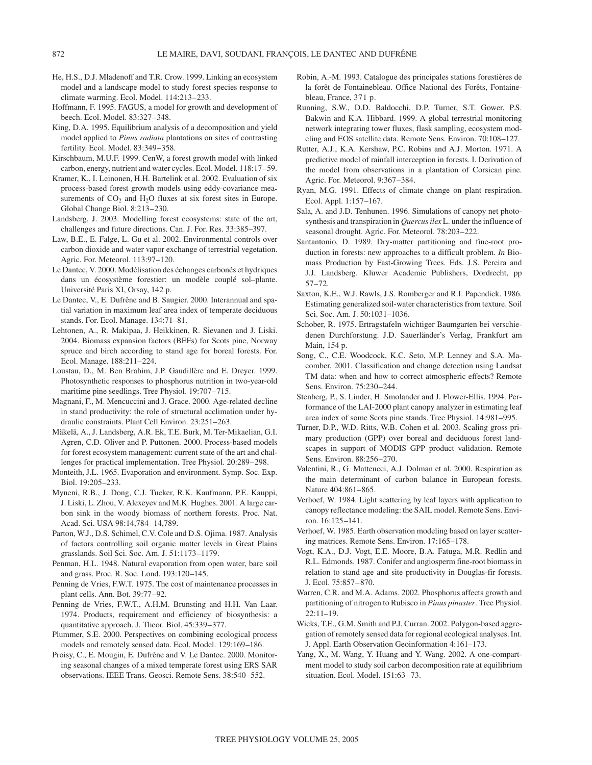He, H.S., D.J. Mladenoff and T.R. Crow. 1999. Linking an ecosystem model and a landscape model to study forest species response to climate warming. Ecol. Model. 114:213–233.

Hoffmann, F. 1995. FAGUS, a model for growth and development of beech. Ecol. Model. 83:327–348.

King, D.A. 1995. Equilibrium analysis of a decomposition and yield model applied to *Pinus radiata* plantations on sites of contrasting fertility. Ecol. Model. 83:349–358.

Kirschbaum, M.U.F. 1999. CenW, a forest growth model with linked carbon, energy, nutrient and water cycles. Ecol. Model. 118:17–59.

Kramer, K., I. Leinonen, H.H. Bartelink et al. 2002. Evaluation of six process-based forest growth models using eddy-covariance measurements of $CO_2$ and $H_2O$ fluxes at six forest sites in Europe. Global Change Biol. 8:213–230.

Landsberg, J. 2003. Modelling forest ecosystems: state of the art, challenges and future directions. Can. J. For. Res. 33:385–397.

Law, B.E., E. Falge, L. Gu et al. 2002. Environmental controls over carbon dioxide and water vapor exchange of terrestrial vegetation. Agric. For. Meteorol. 113:97–120.

Le Dantec, V. 2000. Modélisation des échanges carbonés et hydriques dans un écosystème forestier: un modèle couplé sol–plante. Université Paris XI, Orsay, 142 p.

Le Dantec, V., E. Dufrêne and B. Saugier. 2000. Interannual and spatial variation in maximum leaf area index of temperate deciduous stands. For. Ecol. Manage. 134:71–81.

Lehtonen, A., R. Makipaa, J. Heikkinen, R. Sievanen and J. Liski. 2004. Biomass expansion factors (BEFs) for Scots pine, Norway spruce and birch according to stand age for boreal forests. For. Ecol. Manage. 188:211–224.

Loustau, D., M. Ben Brahim, J.P. Gaudillère and E. Dreyer. 1999. Photosynthetic responses to phosphorus nutrition in two-year-old maritime pine seedlings. Tree Physiol. 19:707–715.

Magnani, F., M. Mencuccini and J. Grace. 2000. Age-related decline in stand productivity: the role of structural acclimation under hydraulic constraints. Plant Cell Environ. 23:251–263.

Mäkelä, A., J. Landsberg, A.R. Ek, T.E. Burk, M. Ter-Mikaelian, G.I. Agren, C.D. Oliver and P. Puttonen. 2000. Process-based models for forest ecosystem management: current state of the art and challenges for practical implementation. Tree Physiol. 20:289–298.

Monteith, J.L. 1965. Evaporation and environment. Symp. Soc. Exp. Biol. 19:205–233.

Myneni, R.B., J. Dong, C.J. Tucker, R.K. Kaufmann, P.E. Kauppi, J. Liski, L. Zhou, V. Alexeyev and M.K. Hughes. 2001. A large carbon sink in the woody biomass of northern forests. Proc. Nat. Acad. Sci. USA 98:14,784–14,789.

Parton, W.J., D.S. Schimel, C.V. Cole and D.S. Ojima. 1987. Analysis of factors controlling soil organic matter levels in Great Plains grasslands. Soil Sci. Soc. Am. J. 51:1173–1179.

Penman, H.L. 1948. Natural evaporation from open water, bare soil and grass. Proc. R. Soc. Lond. 193:120–145.

Penning de Vries, F.W.T. 1975. The cost of maintenance processes in plant cells. Ann. Bot. 39:77–92.

Penning de Vries, F.W.T., A.H.M. Brunsting and H.H. Van Laar. 1974. Products, requirement and efficiency of biosynthesis: a quantitative approach. J. Theor. Biol. 45:339–377.

Plummer, S.E. 2000. Perspectives on combining ecological process models and remotely sensed data. Ecol. Model. 129:169–186.

Proisy, C., E. Mougin, E. Dufrêne and V. Le Dantec. 2000. Monitoring seasonal changes of a mixed temperate forest using ERS SAR observations. IEEE Trans. Geosci. Remote Sens. 38:540–552.

Robin, A.-M. 1993. Catalogue des principales stations forestières de la forêt de Fontainebleau. Office National des Forêts, Fontainebleau, France, 371 p.

Running, S.W., D.D. Baldocchi, D.P. Turner, S.T. Gower, P.S. Bakwin and K.A. Hibbard. 1999. A global terrestrial monitoring network integrating tower fluxes, flask sampling, ecosystem modeling and EOS satellite data. Remote Sens. Environ. 70:108–127.

Rutter, A.J., K.A. Kershaw, P.C. Robins and A.J. Morton. 1971. A predictive model of rainfall interception in forests. I. Derivation of the model from observations in a plantation of Corsican pine. Agric. For. Meteorol. 9:367–384.

Ryan, M.G. 1991. Effects of climate change on plant respiration. Ecol. Appl. 1:157–167.

Sala, A. and J.D. Tenhunen. 1996. Simulations of canopy net photosynthesis and transpiration in *Quercus ilex* L. under the influence of seasonal drought. Agric. For. Meteorol. 78:203–222.

Santantonio, D. 1989. Dry-matter partitioning and fine-root production in forests: new approaches to a difficult problem. *In* Biomass Production by Fast-Growing Trees. Eds. J.S. Pereira and J.J. Landsberg. Kluwer Academic Publishers, Dordrecht, pp 57–72.

Saxton, K.E., W.J. Rawls, J.S. Romberger and R.I. Papendick. 1986. Estimating generalized soil-water characteristics from texture. Soil Sci. Soc. Am. J. 50:1031–1036.

Schober, R. 1975. Ertragstafeln wichtiger Baumgarten bei verschiedenen Durchforstung. J.D. Sauerländer's Verlag, Frankfurt am Main, 154 p.

Song, C., C.E. Woodcock, K.C. Seto, M.P. Lenney and S.A. Macomber. 2001. Classification and change detection using Landsat TM data: when and how to correct atmospheric effects? Remote Sens. Environ. 75:230–244.

Stenberg, P., S. Linder, H. Smolander and J. Flower-Ellis. 1994. Performance of the LAI-2000 plant canopy analyzer in estimating leaf area index of some Scots pine stands. Tree Physiol. 14:981–995.

Turner, D.P., W.D. Ritts, W.B. Cohen et al. 2003. Scaling gross primary production (GPP) over boreal and deciduous forest landscapes in support of MODIS GPP product validation. Remote Sens. Environ. 88:256–270.

Valentini, R., G. Matteucci, A.J. Dolman et al. 2000. Respiration as the main determinant of carbon balance in European forests. Nature 404:861–865.

Verhoef, W. 1984. Light scattering by leaf layers with application to canopy reflectance modeling: the SAIL model. Remote Sens. Environ. 16:125–141.

Verhoef, W. 1985. Earth observation modeling based on layer scattering matrices. Remote Sens. Environ. 17:165–178.

Vogt, K.A., D.J. Vogt, E.E. Moore, B.A. Fatuga, M.R. Redlin and R.L. Edmonds. 1987. Conifer and angiosperm fine-root biomass in relation to stand age and site productivity in Douglas-fir forests. J. Ecol. 75:857–870.

Warren, C.R. and M.A. Adams. 2002. Phosphorus affects growth and partitioning of nitrogen to Rubisco in *Pinus pinaster*. Tree Physiol. 22:11–19.

Wicks, T.E., G.M. Smith and P.J. Curran. 2002. Polygon-based aggregation of remotely sensed data for regional ecological analyses. Int. J. Appl. Earth Observation Geoinformation 4:161–173.

Yang, X., M. Wang, Y. Huang and Y. Wang. 2002. A one-compartment model to study soil carbon decomposition rate at equilibrium situation. Ecol. Model. 151:63–73.